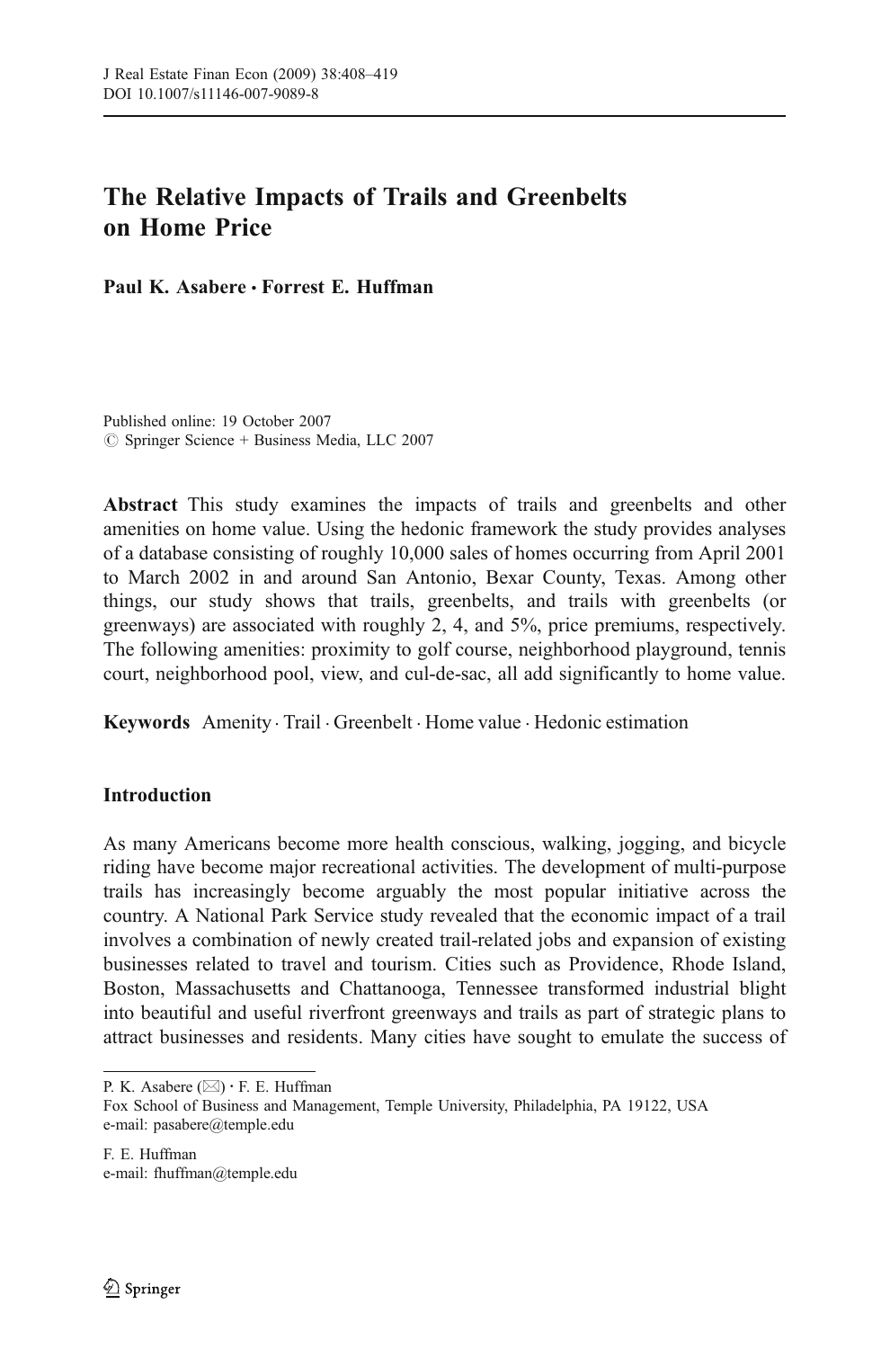# The Relative Impacts of Trails and Greenbelts on Home Price

**Paul K. Asabere · Forrest E. Huffman**

Published online: 19 October 2007
© Springer Science + Business Media, LLC 2007

**Abstract** This study examines the impacts of trails and greenbelts and other amenities on home value. Using the hedonic framework the study provides analyses of a database consisting of roughly 10,000 sales of homes occurring from April 2001 to March 2002 in and around San Antonio, Bexar County, Texas. Among other things, our study shows that trails, greenbelts, and trails with greenbelts (or greenways) are associated with roughly 2, 4, and 5%, price premiums, respectively. The following amenities: proximity to golf course, neighborhood playground, tennis court, neighborhood pool, view, and cul-de-sac, all add significantly to home value.

**Keywords** Amenity · Trail · Greenbelt · Home value · Hedonic estimation

## Introduction

As many Americans become more health conscious, walking, jogging, and bicycle riding have become major recreational activities. The development of multi-purpose trails has increasingly become arguably the most popular initiative across the country. A National Park Service study revealed that the economic impact of a trail involves a combination of newly created trail-related jobs and expansion of existing businesses related to travel and tourism. Cities such as Providence, Rhode Island, Boston, Massachusetts and Chattanooga, Tennessee transformed industrial blight into beautiful and useful riverfront greenways and trails as part of strategic plans to attract businesses and residents. Many cities have sought to emulate the success of

---

P. K. Asabere (✉) · F. E. Huffman
Fox School of Business and Management, Temple University, Philadelphia, PA 19122, USA
e-mail: pasabere@temple.edu

F. E. Huffman
e-mail: fhuffman@temple.edu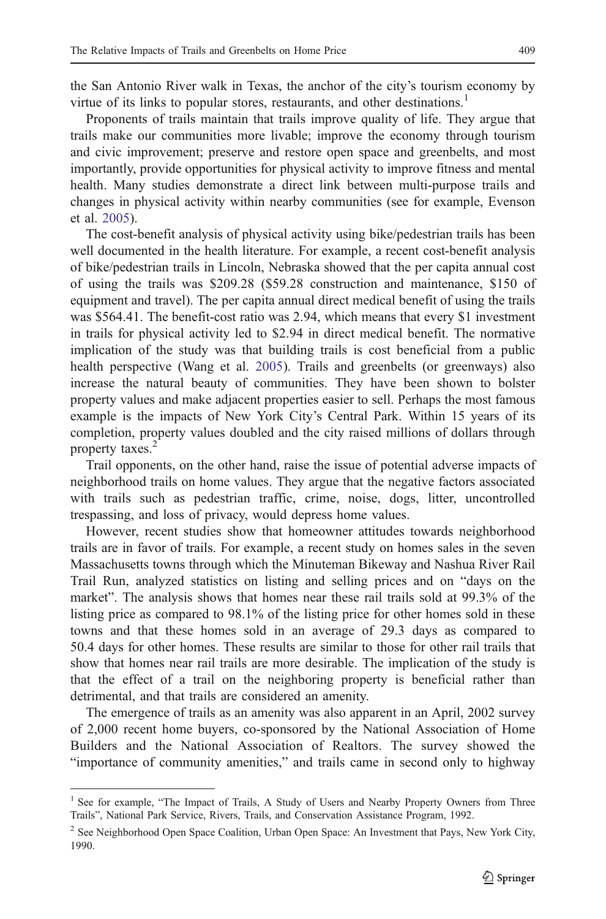the San Antonio River walk in Texas, the anchor of the city's tourism economy by virtue of its links to popular stores, restaurants, and other destinations.[1]

Proponents of trails maintain that trails improve quality of life. They argue that trails make our communities more livable; improve the economy through tourism and civic improvement; preserve and restore open space and greenbelts, and most importantly, provide opportunities for physical activity to improve fitness and mental health. Many studies demonstrate a direct link between multi-purpose trails and changes in physical activity within nearby communities (see for example, Evenson et al. 2005).

The cost-benefit analysis of physical activity using bike/pedestrian trails has been well documented in the health literature. For example, a recent cost-benefit analysis of bike/pedestrian trails in Lincoln, Nebraska showed that the per capita annual cost of using the trails was $209.28 ($59.28 construction and maintenance, $150 of equipment and travel). The per capita annual direct medical benefit of using the trails was $564.41. The benefit-cost ratio was 2.94, which means that every $1 investment in trails for physical activity led to $2.94 in direct medical benefit. The normative implication of the study was that building trails is cost beneficial from a public health perspective (Wang et al. 2005). Trails and greenbelts (or greenways) also increase the natural beauty of communities. They have been shown to bolster property values and make adjacent properties easier to sell. Perhaps the most famous example is the impacts of New York City's Central Park. Within 15 years of its completion, property values doubled and the city raised millions of dollars through property taxes.[2]

Trail opponents, on the other hand, raise the issue of potential adverse impacts of neighborhood trails on home values. They argue that the negative factors associated with trails such as pedestrian traffic, crime, noise, dogs, litter, uncontrolled trespassing, and loss of privacy, would depress home values.

However, recent studies show that homeowner attitudes towards neighborhood trails are in favor of trails. For example, a recent study on homes sales in the seven Massachusetts towns through which the Minuteman Bikeway and Nashua River Rail Trail Run, analyzed statistics on listing and selling prices and on "days on the market". The analysis shows that homes near these rail trails sold at 99.3% of the listing price as compared to 98.1% of the listing price for other homes sold in these towns and that these homes sold in an average of 29.3 days as compared to 50.4 days for other homes. These results are similar to those for other rail trails that show that homes near rail trails are more desirable. The implication of the study is that the effect of a trail on the neighboring property is beneficial rather than detrimental, and that trails are considered an amenity.

The emergence of trails as an amenity was also apparent in an April, 2002 survey of 2,000 recent home buyers, co-sponsored by the National Association of Home Builders and the National Association of Realtors. The survey showed the "importance of community amenities," and trails came in second only to highway

---

[1] See for example, "The Impact of Trails, A Study of Users and Nearby Property Owners from Three Trails", National Park Service, Rivers, Trails, and Conservation Assistance Program, 1992.

[2] See Neighborhood Open Space Coalition, Urban Open Space: An Investment that Pays, New York City, 1990.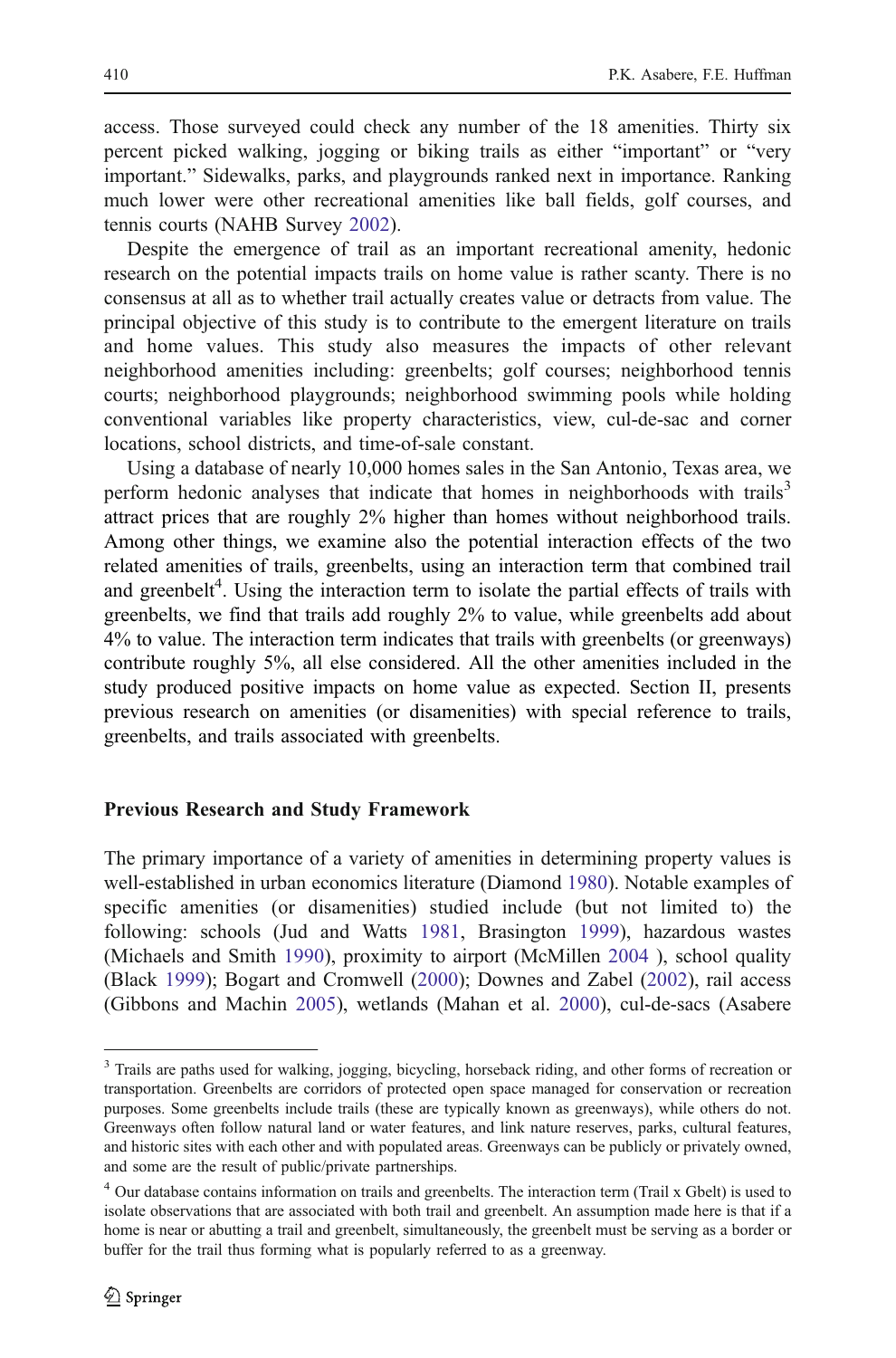access. Those surveyed could check any number of the 18 amenities. Thirty six percent picked walking, jogging or biking trails as either "important" or "very important." Sidewalks, parks, and playgrounds ranked next in importance. Ranking much lower were other recreational amenities like ball fields, golf courses, and tennis courts (NAHB Survey 2002).

Despite the emergence of trail as an important recreational amenity, hedonic research on the potential impacts trails on home value is rather scanty. There is no consensus at all as to whether trail actually creates value or detracts from value. The principal objective of this study is to contribute to the emergent literature on trails and home values. This study also measures the impacts of other relevant neighborhood amenities including: greenbelts; golf courses; neighborhood tennis courts; neighborhood playgrounds; neighborhood swimming pools while holding conventional variables like property characteristics, view, cul-de-sac and corner locations, school districts, and time-of-sale constant.

Using a database of nearly 10,000 homes sales in the San Antonio, Texas area, we perform hedonic analyses that indicate that homes in neighborhoods with trails[3] attract prices that are roughly 2% higher than homes without neighborhood trails. Among other things, we examine also the potential interaction effects of the two related amenities of trails, greenbelts, using an interaction term that combined trail and greenbelt[4]. Using the interaction term to isolate the partial effects of trails with greenbelts, we find that trails add roughly 2% to value, while greenbelts add about 4% to value. The interaction term indicates that trails with greenbelts (or greenways) contribute roughly 5%, all else considered. All the other amenities included in the study produced positive impacts on home value as expected. Section II, presents previous research on amenities (or disamenities) with special reference to trails, greenbelts, and trails associated with greenbelts.

## Previous Research and Study Framework

The primary importance of a variety of amenities in determining property values is well-established in urban economics literature (Diamond 1980). Notable examples of specific amenities (or disamenities) studied include (but not limited to) the following: schools (Jud and Watts 1981, Brasington 1999), hazardous wastes (Michaels and Smith 1990), proximity to airport (McMillen 2004 ), school quality (Black 1999); Bogart and Cromwell (2000); Downes and Zabel (2002), rail access (Gibbons and Machin 2005), wetlands (Mahan et al. 2000), cul-de-sacs (Asabere

---

[3] Trails are paths used for walking, jogging, bicycling, horseback riding, and other forms of recreation or transportation. Greenbelts are corridors of protected open space managed for conservation or recreation purposes. Some greenbelts include trails (these are typically known as greenways), while others do not. Greenways often follow natural land or water features, and link nature reserves, parks, cultural features, and historic sites with each other and with populated areas. Greenways can be publicly or privately owned, and some are the result of public/private partnerships.

[4] Our database contains information on trails and greenbelts. The interaction term (Trail x Gbelt) is used to isolate observations that are associated with both trail and greenbelt. An assumption made here is that if a home is near or abutting a trail and greenbelt, simultaneously, the greenbelt must be serving as a border or buffer for the trail thus forming what is popularly referred to as a greenway.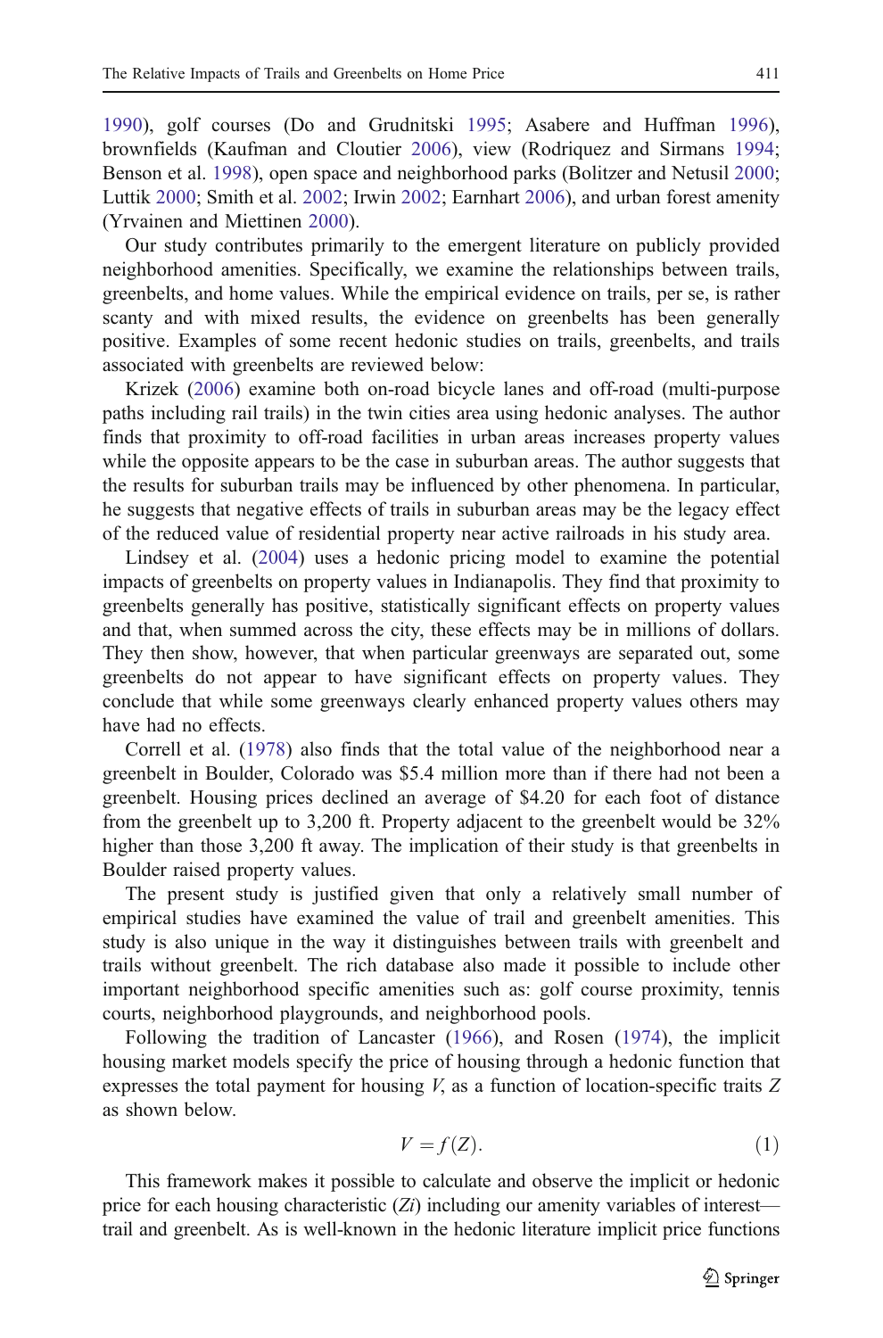1990), golf courses (Do and Grudnitski 1995; Asabere and Huffman 1996), brownfields (Kaufman and Cloutier 2006), view (Rodriquez and Sirmans 1994; Benson et al. 1998), open space and neighborhood parks (Bolitzer and Netusil 2000; Luttik 2000; Smith et al. 2002; Irwin 2002; Earnhart 2006), and urban forest amenity (Yrvainen and Miettinen 2000).

Our study contributes primarily to the emergent literature on publicly provided neighborhood amenities. Specifically, we examine the relationships between trails, greenbelts, and home values. While the empirical evidence on trails, per se, is rather scanty and with mixed results, the evidence on greenbelts has been generally positive. Examples of some recent hedonic studies on trails, greenbelts, and trails associated with greenbelts are reviewed below:

Krizek (2006) examine both on-road bicycle lanes and off-road (multi-purpose paths including rail trails) in the twin cities area using hedonic analyses. The author finds that proximity to off-road facilities in urban areas increases property values while the opposite appears to be the case in suburban areas. The author suggests that the results for suburban trails may be influenced by other phenomena. In particular, he suggests that negative effects of trails in suburban areas may be the legacy effect of the reduced value of residential property near active railroads in his study area.

Lindsey et al. (2004) uses a hedonic pricing model to examine the potential impacts of greenbelts on property values in Indianapolis. They find that proximity to greenbelts generally has positive, statistically significant effects on property values and that, when summed across the city, these effects may be in millions of dollars. They then show, however, that when particular greenways are separated out, some greenbelts do not appear to have significant effects on property values. They conclude that while some greenways clearly enhanced property values others may have had no effects.

Correll et al. (1978) also finds that the total value of the neighborhood near a greenbelt in Boulder, Colorado was $5.4 million more than if there had not been a greenbelt. Housing prices declined an average of $4.20 for each foot of distance from the greenbelt up to 3,200 ft. Property adjacent to the greenbelt would be 32% higher than those 3,200 ft away. The implication of their study is that greenbelts in Boulder raised property values.

The present study is justified given that only a relatively small number of empirical studies have examined the value of trail and greenbelt amenities. This study is also unique in the way it distinguishes between trails with greenbelt and trails without greenbelt. The rich database also made it possible to include other important neighborhood specific amenities such as: golf course proximity, tennis courts, neighborhood playgrounds, and neighborhood pools.

Following the tradition of Lancaster (1966), and Rosen (1974), the implicit housing market models specify the price of housing through a hedonic function that expresses the total payment for housing $V$, as a function of location-specific traits $Z$ as shown below.

$$V = f(Z). \tag{1}$$

This framework makes it possible to calculate and observe the implicit or hedonic price for each housing characteristic ($Zi$) including our amenity variables of interest—trail and greenbelt. As is well-known in the hedonic literature implicit price functions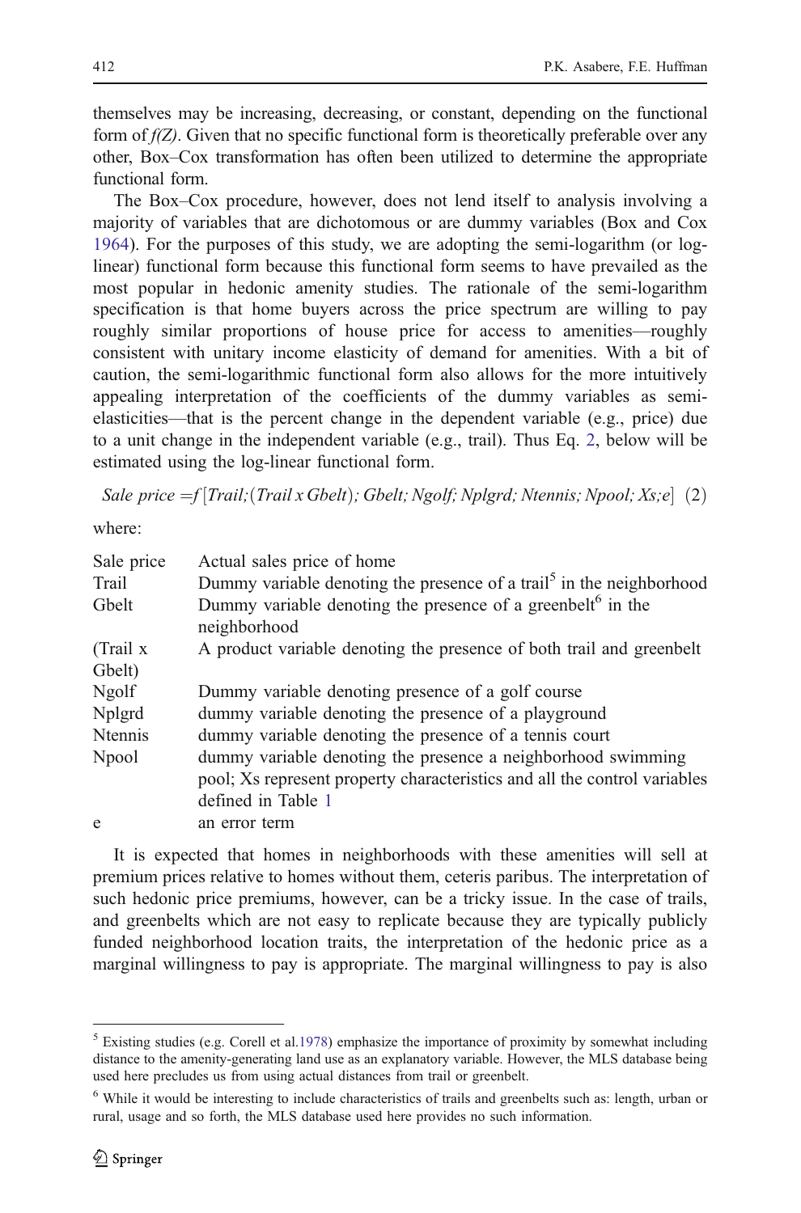themselves may be increasing, decreasing, or constant, depending on the functional form of *f(Z)*. Given that no specific functional form is theoretically preferable over any other, Box–Cox transformation has often been utilized to determine the appropriate functional form.

The Box–Cox procedure, however, does not lend itself to analysis involving a majority of variables that are dichotomous or are dummy variables (Box and Cox 1964). For the purposes of this study, we are adopting the semi-logarithm (or log-linear) functional form because this functional form seems to have prevailed as the most popular in hedonic amenity studies. The rationale of the semi-logarithm specification is that home buyers across the price spectrum are willing to pay roughly similar proportions of house price for access to amenities—roughly consistent with unitary income elasticity of demand for amenities. With a bit of caution, the semi-logarithmic functional form also allows for the more intuitively appealing interpretation of the coefficients of the dummy variables as semi-elasticities—that is the percent change in the dependent variable (e.g., price) due to a unit change in the independent variable (e.g., trail). Thus Eq. 2, below will be estimated using the log-linear functional form.

$$Sale\ price = f\left[Trail; (Trail\ x\ Gbelt); Gbelt; Ngolf; Nplgrd; Ntennis; Npool; Xs; e\right] \quad (2)$$

where:

| | |
|---|---|
| Sale price | Actual sales price of home |
| Trail | Dummy variable denoting the presence of a trail[5] in the neighborhood |
| Gbelt | Dummy variable denoting the presence of a greenbelt[6] in the neighborhood |
| (Trail x Gbelt) | A product variable denoting the presence of both trail and greenbelt |
| Ngolf | Dummy variable denoting presence of a golf course |
| Nplgrd | dummy variable denoting the presence of a playground |
| Ntennis | dummy variable denoting the presence of a tennis court |
| Npool | dummy variable denoting the presence a neighborhood swimming pool; Xs represent property characteristics and all the control variables defined in Table 1 |
| e | an error term |

It is expected that homes in neighborhoods with these amenities will sell at premium prices relative to homes without them, ceteris paribus. The interpretation of such hedonic price premiums, however, can be a tricky issue. In the case of trails, and greenbelts which are not easy to replicate because they are typically publicly funded neighborhood location traits, the interpretation of the hedonic price as a marginal willingness to pay is appropriate. The marginal willingness to pay is also

[5] Existing studies (e.g. Corell et al.1978) emphasize the importance of proximity by somewhat including distance to the amenity-generating land use as an explanatory variable. However, the MLS database being used here precludes us from using actual distances from trail or greenbelt.

[6] While it would be interesting to include characteristics of trails and greenbelts such as: length, urban or rural, usage and so forth, the MLS database used here provides no such information.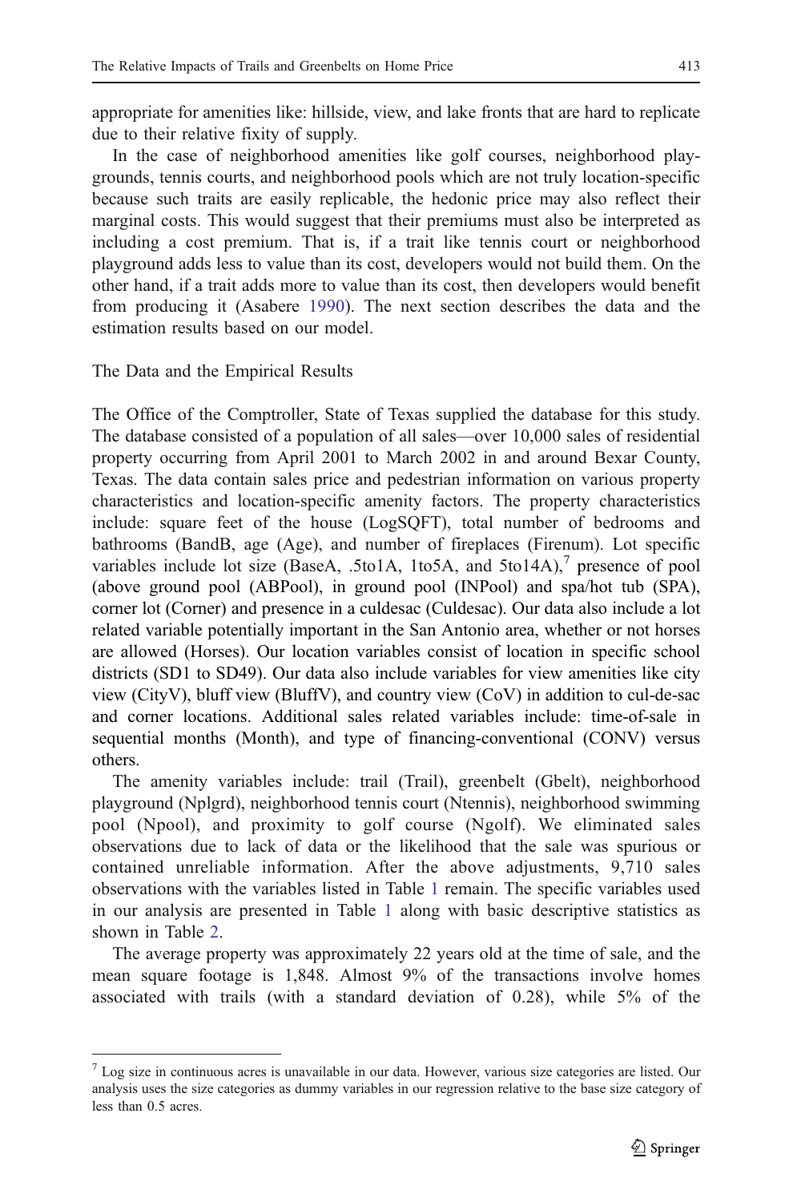appropriate for amenities like: hillside, view, and lake fronts that are hard to replicate due to their relative fixity of supply.

In the case of neighborhood amenities like golf courses, neighborhood playgrounds, tennis courts, and neighborhood pools which are not truly location-specific because such traits are easily replicable, the hedonic price may also reflect their marginal costs. This would suggest that their premiums must also be interpreted as including a cost premium. That is, if a trait like tennis court or neighborhood playground adds less to value than its cost, developers would not build them. On the other hand, if a trait adds more to value than its cost, then developers would benefit from producing it (Asabere 1990). The next section describes the data and the estimation results based on our model.

## The Data and the Empirical Results

The Office of the Comptroller, State of Texas supplied the database for this study. The database consisted of a population of all sales—over 10,000 sales of residential property occurring from April 2001 to March 2002 in and around Bexar County, Texas. The data contain sales price and pedestrian information on various property characteristics and location-specific amenity factors. The property characteristics include: square feet of the house (LogSQFT), total number of bedrooms and bathrooms (BandB, age (Age), and number of fireplaces (Firenum). Lot specific variables include lot size (BaseA, .5to1A, 1to5A, and 5to14A),[7] presence of pool (above ground pool (ABPool), in ground pool (INPool) and spa/hot tub (SPA), corner lot (Corner) and presence in a culdesac (Culdesac). Our data also include a lot related variable potentially important in the San Antonio area, whether or not horses are allowed (Horses). Our location variables consist of location in specific school districts (SD1 to SD49). Our data also include variables for view amenities like city view (CityV), bluff view (BluffV), and country view (CoV) in addition to cul-de-sac and corner locations. Additional sales related variables include: time-of-sale in sequential months (Month), and type of financing-conventional (CONV) versus others.

The amenity variables include: trail (Trail), greenbelt (Gbelt), neighborhood playground (Nplgrd), neighborhood tennis court (Ntennis), neighborhood swimming pool (Npool), and proximity to golf course (Ngolf). We eliminated sales observations due to lack of data or the likelihood that the sale was spurious or contained unreliable information. After the above adjustments, 9,710 sales observations with the variables listed in Table 1 remain. The specific variables used in our analysis are presented in Table 1 along with basic descriptive statistics as shown in Table 2.

The average property was approximately 22 years old at the time of sale, and the mean square footage is 1,848. Almost 9% of the transactions involve homes associated with trails (with a standard deviation of 0.28), while 5% of the

---

[7] Log size in continuous acres is unavailable in our data. However, various size categories are listed. Our analysis uses the size categories as dummy variables in our regression relative to the base size category of less than 0.5 acres.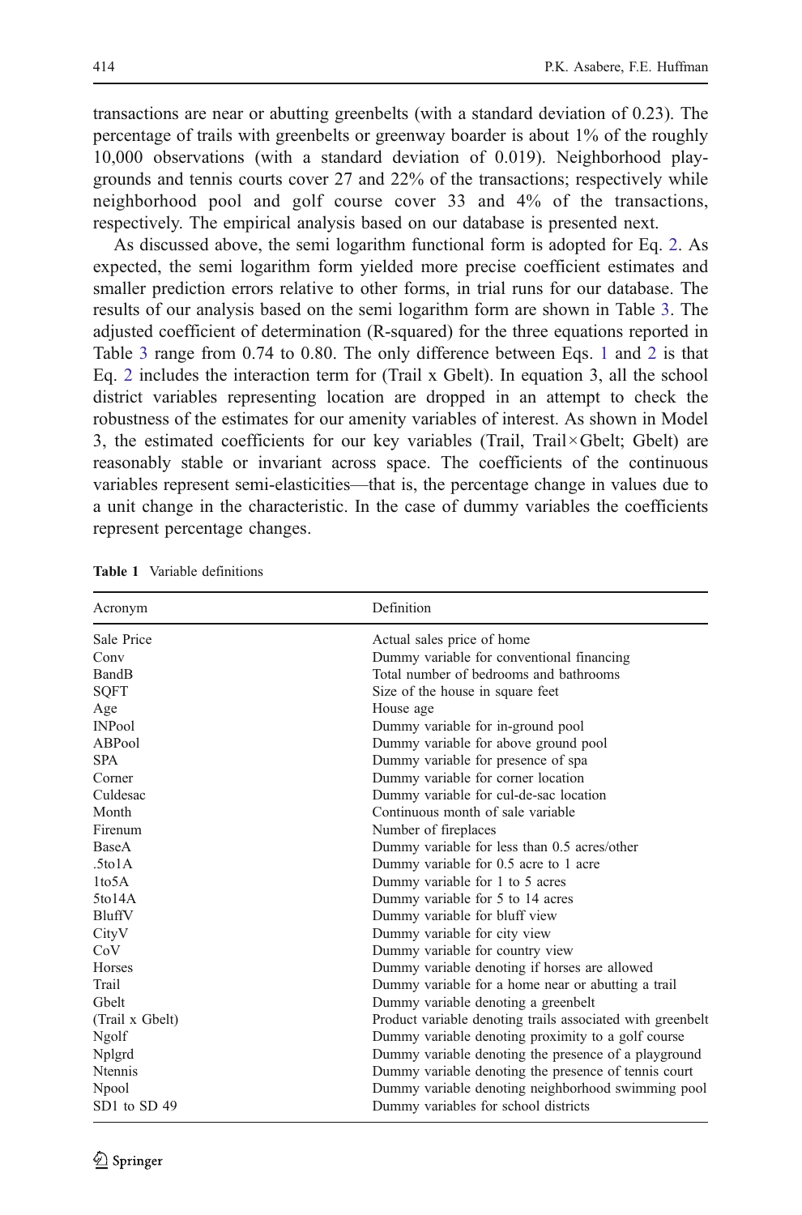transactions are near or abutting greenbelts (with a standard deviation of 0.23). The percentage of trails with greenbelts or greenway boarder is about 1% of the roughly 10,000 observations (with a standard deviation of 0.019). Neighborhood playgrounds and tennis courts cover 27 and 22% of the transactions; respectively while neighborhood pool and golf course cover 33 and 4% of the transactions, respectively. The empirical analysis based on our database is presented next.

As discussed above, the semi logarithm functional form is adopted for Eq. 2. As expected, the semi logarithm form yielded more precise coefficient estimates and smaller prediction errors relative to other forms, in trial runs for our database. The results of our analysis based on the semi logarithm form are shown in Table 3. The adjusted coefficient of determination (R-squared) for the three equations reported in Table 3 range from 0.74 to 0.80. The only difference between Eqs. 1 and 2 is that Eq. 2 includes the interaction term for (Trail x Gbelt). In equation 3, all the school district variables representing location are dropped in an attempt to check the robustness of the estimates for our amenity variables of interest. As shown in Model 3, the estimated coefficients for our key variables (Trail, Trail×Gbelt; Gbelt) are reasonably stable or invariant across space. The coefficients of the continuous variables represent semi-elasticities—that is, the percentage change in values due to a unit change in the characteristic. In the case of dummy variables the coefficients represent percentage changes.

**Table 1** Variable definitions

| Acronym | Definition |
|---|---|
| Sale Price | Actual sales price of home |
| Conv | Dummy variable for conventional financing |
| BandB | Total number of bedrooms and bathrooms |
| SQFT | Size of the house in square feet |
| Age | House age |
| INPool | Dummy variable for in-ground pool |
| ABPool | Dummy variable for above ground pool |
| SPA | Dummy variable for presence of spa |
| Corner | Dummy variable for corner location |
| Culdesac | Dummy variable for cul-de-sac location |
| Month | Continuous month of sale variable |
| Firenum | Number of fireplaces |
| BaseA | Dummy variable for less than 0.5 acres/other |
| .5to1A | Dummy variable for 0.5 acre to 1 acre |
| 1to5A | Dummy variable for 1 to 5 acres |
| 5to14A | Dummy variable for 5 to 14 acres |
| BluffV | Dummy variable for bluff view |
| CityV | Dummy variable for city view |
| CoV | Dummy variable for country view |
| Horses | Dummy variable denoting if horses are allowed |
| Trail | Dummy variable for a home near or abutting a trail |
| Gbelt | Dummy variable denoting a greenbelt |
| (Trail x Gbelt) | Product variable denoting trails associated with greenbelt |
| Ngolf | Dummy variable denoting proximity to a golf course |
| Nplgrd | Dummy variable denoting the presence of a playground |
| Ntennis | Dummy variable denoting the presence of tennis court |
| Npool | Dummy variable denoting neighborhood swimming pool |
| SD1 to SD 49 | Dummy variables for school districts |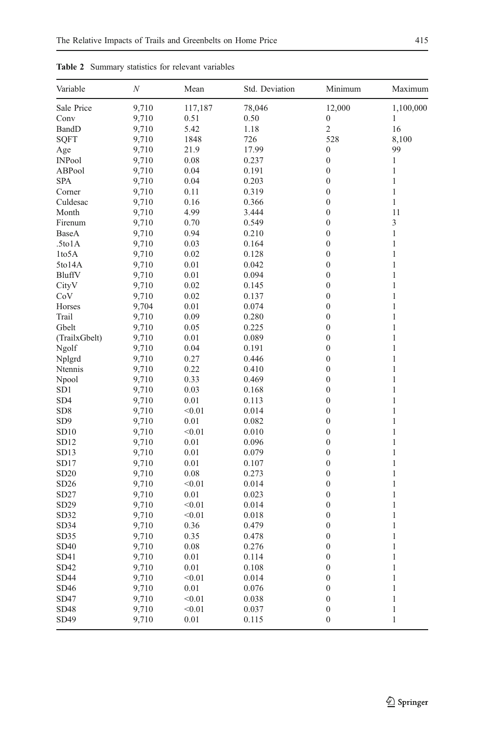**Table 2** Summary statistics for relevant variables

| Variable | N | Mean | Std. Deviation | Minimum | Maximum |
|---|---|---|---|---|---|
| Sale Price | 9,710 | 117,187 | 78,046 | 12,000 | 1,100,000 |
| Conv | 9,710 | 0.51 | 0.50 | 0 | 1 |
| BandD | 9,710 | 5.42 | 1.18 | 2 | 16 |
| SQFT | 9,710 | 1848 | 726 | 528 | 8,100 |
| Age | 9,710 | 21.9 | 17.99 | 0 | 99 |
| INPool | 9,710 | 0.08 | 0.237 | 0 | 1 |
| ABPool | 9,710 | 0.04 | 0.191 | 0 | 1 |
| SPA | 9,710 | 0.04 | 0.203 | 0 | 1 |
| Corner | 9,710 | 0.11 | 0.319 | 0 | 1 |
| Culdesac | 9,710 | 0.16 | 0.366 | 0 | 1 |
| Month | 9,710 | 4.99 | 3.444 | 0 | 11 |
| Firenum | 9,710 | 0.70 | 0.549 | 0 | 3 |
| BaseA | 9,710 | 0.94 | 0.210 | 0 | 1 |
| .5to1A | 9,710 | 0.03 | 0.164 | 0 | 1 |
| 1to5A | 9,710 | 0.02 | 0.128 | 0 | 1 |
| 5to14A | 9,710 | 0.01 | 0.042 | 0 | 1 |
| BluffV | 9,710 | 0.01 | 0.094 | 0 | 1 |
| CityV | 9,710 | 0.02 | 0.145 | 0 | 1 |
| CoV | 9,710 | 0.02 | 0.137 | 0 | 1 |
| Horses | 9,704 | 0.01 | 0.074 | 0 | 1 |
| Trail | 9,710 | 0.09 | 0.280 | 0 | 1 |
| Gbelt | 9,710 | 0.05 | 0.225 | 0 | 1 |
| (TrailxGbelt) | 9,710 | 0.01 | 0.089 | 0 | 1 |
| Ngolf | 9,710 | 0.04 | 0.191 | 0 | 1 |
| Nplgrd | 9,710 | 0.27 | 0.446 | 0 | 1 |
| Ntennis | 9,710 | 0.22 | 0.410 | 0 | 1 |
| Npool | 9,710 | 0.33 | 0.469 | 0 | 1 |
| SD1 | 9,710 | 0.03 | 0.168 | 0 | 1 |
| SD4 | 9,710 | 0.01 | 0.113 | 0 | 1 |
| SD8 | 9,710 | <0.01 | 0.014 | 0 | 1 |
| SD9 | 9,710 | 0.01 | 0.082 | 0 | 1 |
| SD10 | 9,710 | <0.01 | 0.010 | 0 | 1 |
| SD12 | 9,710 | 0.01 | 0.096 | 0 | 1 |
| SD13 | 9,710 | 0.01 | 0.079 | 0 | 1 |
| SD17 | 9,710 | 0.01 | 0.107 | 0 | 1 |
| SD20 | 9,710 | 0.08 | 0.273 | 0 | 1 |
| SD26 | 9,710 | <0.01 | 0.014 | 0 | 1 |
| SD27 | 9,710 | 0.01 | 0.023 | 0 | 1 |
| SD29 | 9,710 | <0.01 | 0.014 | 0 | 1 |
| SD32 | 9,710 | <0.01 | 0.018 | 0 | 1 |
| SD34 | 9,710 | 0.36 | 0.479 | 0 | 1 |
| SD35 | 9,710 | 0.35 | 0.478 | 0 | 1 |
| SD40 | 9,710 | 0.08 | 0.276 | 0 | 1 |
| SD41 | 9,710 | 0.01 | 0.114 | 0 | 1 |
| SD42 | 9,710 | 0.01 | 0.108 | 0 | 1 |
| SD44 | 9,710 | <0.01 | 0.014 | 0 | 1 |
| SD46 | 9,710 | 0.01 | 0.076 | 0 | 1 |
| SD47 | 9,710 | <0.01 | 0.038 | 0 | 1 |
| SD48 | 9,710 | <0.01 | 0.037 | 0 | 1 |
| SD49 | 9,710 | 0.01 | 0.115 | 0 | 1 |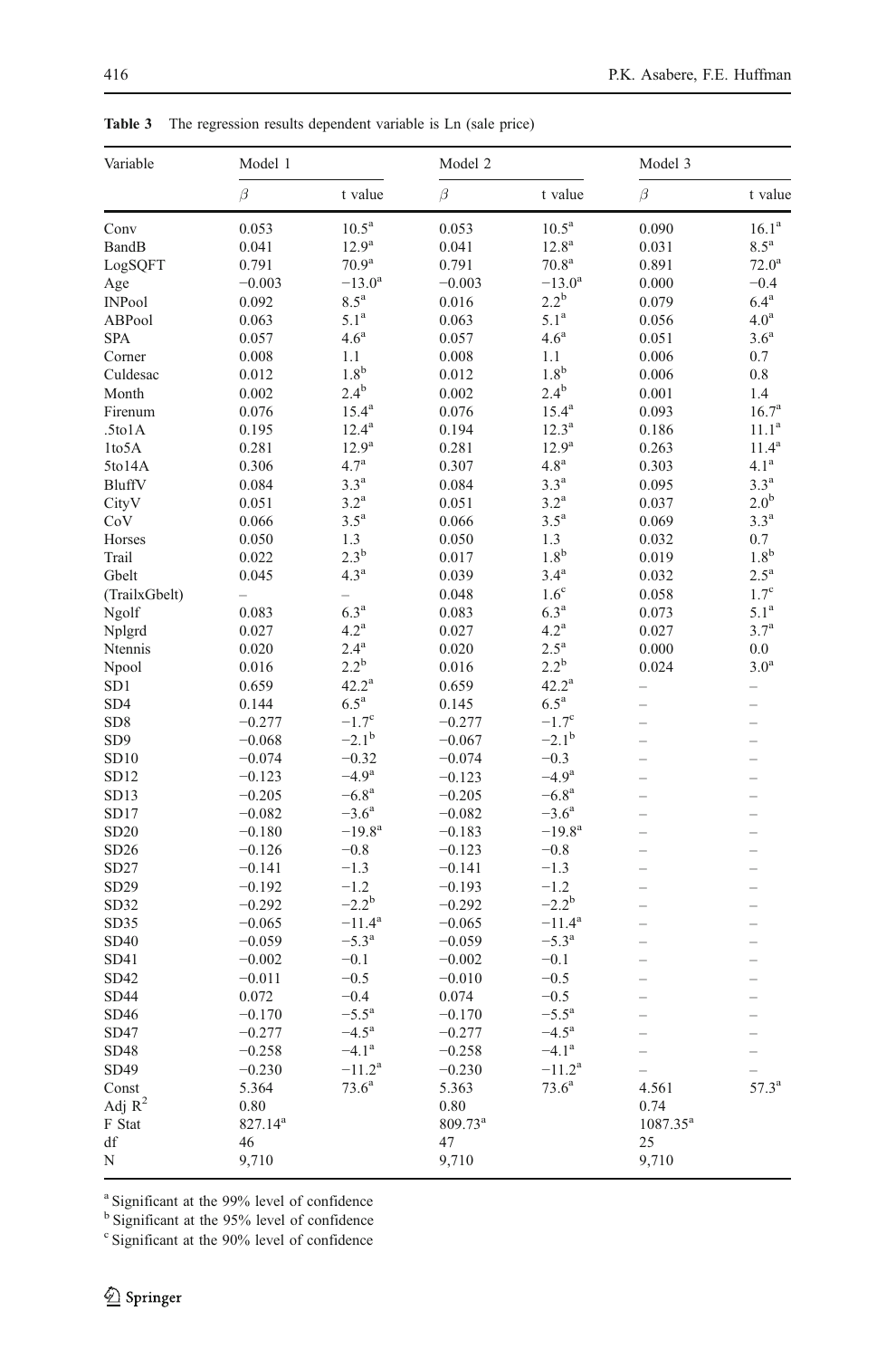**Table 3** The regression results dependent variable is Ln (sale price)

| Variable | Model 1 | | Model 2 | | Model 3 | |
|---|---|---|---|---|---|---|
| | $\beta$ | t value | $\beta$ | t value | $\beta$ | t value |
| Conv | 0.053 | 10.5[a] | 0.053 | 10.5[a] | 0.090 | 16.1[a] |
| BandB | 0.041 | 12.9[a] | 0.041 | 12.8[a] | 0.031 | 8.5[a] |
| LogSQFT | 0.791 | 70.9[a] | 0.791 | 70.8[a] | 0.891 | 72.0[a] |
| Age | −0.003 | −13.0[a] | −0.003 | −13.0[a] | 0.000 | −0.4 |
| INPool | 0.092 | 8.5[a] | 0.016 | 2.2[b] | 0.079 | 6.4[a] |
| ABPool | 0.063 | 5.1[a] | 0.063 | 5.1[a] | 0.056 | 4.0[a] |
| SPA | 0.057 | 4.6[a] | 0.057 | 4.6[a] | 0.051 | 3.6[a] |
| Corner | 0.008 | 1.1 | 0.008 | 1.1 | 0.006 | 0.7 |
| Culdesac | 0.012 | 1.8[b] | 0.012 | 1.8[b] | 0.006 | 0.8 |
| Month | 0.002 | 2.4[b] | 0.002 | 2.4[b] | 0.001 | 1.4 |
| Firenum | 0.076 | 15.4[a] | 0.076 | 15.4[a] | 0.093 | 16.7[a] |
| .5to1A | 0.195 | 12.4[a] | 0.194 | 12.3[a] | 0.186 | 11.1[a] |
| 1to5A | 0.281 | 12.9[a] | 0.281 | 12.9[a] | 0.263 | 11.4[a] |
| 5to14A | 0.306 | 4.7[a] | 0.307 | 4.8[a] | 0.303 | 4.1[a] |
| BluffV | 0.084 | 3.3[a] | 0.084 | 3.3[a] | 0.095 | 3.3[a] |
| CityV | 0.051 | 3.2[a] | 0.051 | 3.2[a] | 0.037 | 2.0[b] |
| CoV | 0.066 | 3.5[a] | 0.066 | 3.5[a] | 0.069 | 3.3[a] |
| Horses | 0.050 | 1.3 | 0.050 | 1.3 | 0.032 | 0.7 |
| Trail | 0.022 | 2.3[b] | 0.017 | 1.8[b] | 0.019 | 1.8[b] |
| Gbelt | 0.045 | 4.3[a] | 0.039 | 3.4[a] | 0.032 | 2.5[a] |
| (TrailxGbelt) | – | – | 0.048 | 1.6[c] | 0.058 | 1.7[c] |
| Ngolf | 0.083 | 6.3[a] | 0.083 | 6.3[a] | 0.073 | 5.1[a] |
| Nplgrd | 0.027 | 4.2[a] | 0.027 | 4.2[a] | 0.027 | 3.7[a] |
| Ntennis | 0.020 | 2.4[a] | 0.020 | 2.5[a] | 0.000 | 0.0 |
| Npool | 0.016 | 2.2[b] | 0.016 | 2.2[b] | 0.024 | 3.0[a] |
| SD1 | 0.659 | 42.2[a] | 0.659 | 42.2[a] | – | – |
| SD4 | 0.144 | 6.5[a] | 0.145 | 6.5[a] | – | – |
| SD8 | −0.277 | −1.7[c] | −0.277 | −1.7[c] | – | – |
| SD9 | −0.068 | −2.1[b] | −0.067 | −2.1[b] | – | – |
| SD10 | −0.074 | −0.32 | −0.074 | −0.3 | – | – |
| SD12 | −0.123 | −4.9[a] | −0.123 | −4.9[a] | – | – |
| SD13 | −0.205 | −6.8[a] | −0.205 | −6.8[a] | – | – |
| SD17 | −0.082 | −3.6[a] | −0.082 | −3.6[a] | – | – |
| SD20 | −0.180 | −19.8[a] | −0.183 | −19.8[a] | – | – |
| SD26 | −0.126 | −0.8 | −0.123 | −0.8 | – | – |
| SD27 | −0.141 | −1.3 | −0.141 | −1.3 | – | – |
| SD29 | −0.192 | −1.2 | −0.193 | −1.2 | – | – |
| SD32 | −0.292 | −2.2[b] | −0.292 | −2.2[b] | – | – |
| SD35 | −0.065 | −11.4[a] | −0.065 | −11.4[a] | – | – |
| SD40 | −0.059 | −5.3[a] | −0.059 | −5.3[a] | – | – |
| SD41 | −0.002 | −0.1 | −0.002 | −0.1 | – | – |
| SD42 | −0.011 | −0.5 | −0.010 | −0.5 | – | – |
| SD44 | 0.072 | −0.4 | 0.074 | −0.5 | – | – |
| SD46 | −0.170 | −5.5[a] | −0.170 | −5.5[a] | – | – |
| SD47 | −0.277 | −4.5[a] | −0.277 | −4.5[a] | – | – |
| SD48 | −0.258 | −4.1[a] | −0.258 | −4.1[a] | – | – |
| SD49 | −0.230 | −11.2[a] | −0.230 | −11.2[a] | – | – |
| Const | 5.364 | 73.6[a] | 5.363 | 73.6[a] | 4.561 | 57.3[a] |
| Adj $R^2$ | 0.80 | | 0.80 | | 0.74 | |
| F Stat | 827.14[a] | | 809.73[a] | | 1087.35[a] | |
| df | 46 | | 47 | | 25 | |
| N | 9,710 | | 9,710 | | 9,710 | |

[a] Significant at the 99% level of confidence

[b] Significant at the 95% level of confidence

[c] Significant at the 90% level of confidence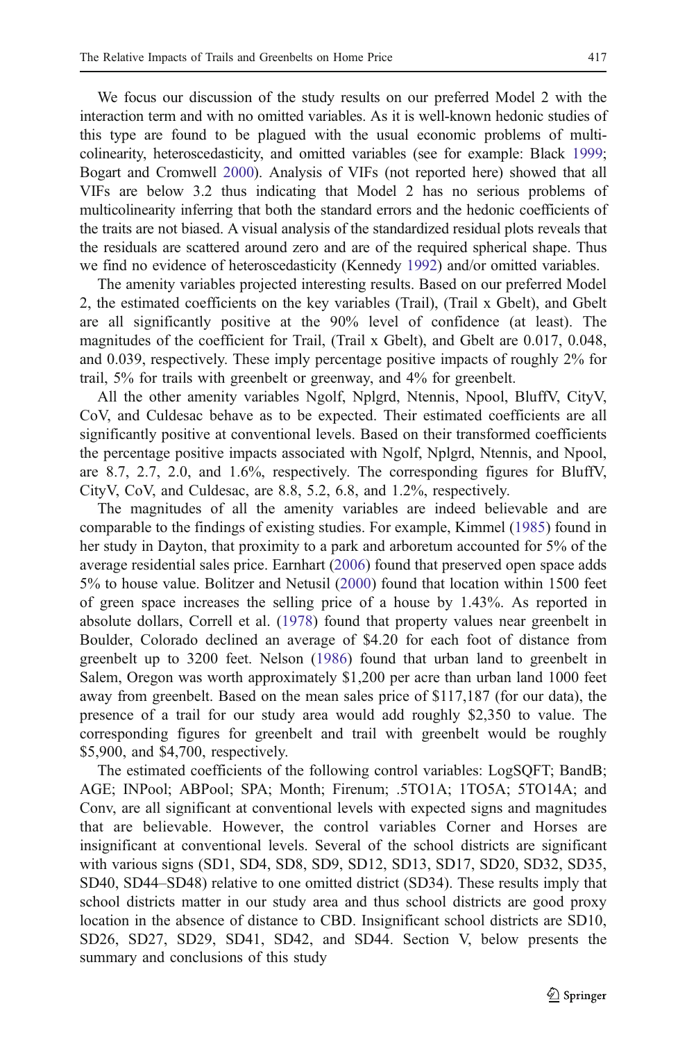We focus our discussion of the study results on our preferred Model 2 with the interaction term and with no omitted variables. As it is well-known hedonic studies of this type are found to be plagued with the usual economic problems of multi-colinearity, heteroscedasticity, and omitted variables (see for example: Black 1999; Bogart and Cromwell 2000). Analysis of VIFs (not reported here) showed that all VIFs are below 3.2 thus indicating that Model 2 has no serious problems of multicolinearity inferring that both the standard errors and the hedonic coefficients of the traits are not biased. A visual analysis of the standardized residual plots reveals that the residuals are scattered around zero and are of the required spherical shape. Thus we find no evidence of heteroscedasticity (Kennedy 1992) and/or omitted variables.

The amenity variables projected interesting results. Based on our preferred Model 2, the estimated coefficients on the key variables (Trail), (Trail x Gbelt), and Gbelt are all significantly positive at the 90% level of confidence (at least). The magnitudes of the coefficient for Trail, (Trail x Gbelt), and Gbelt are 0.017, 0.048, and 0.039, respectively. These imply percentage positive impacts of roughly 2% for trail, 5% for trails with greenbelt or greenway, and 4% for greenbelt.

All the other amenity variables Ngolf, Nplgrd, Ntennis, Npool, BluffV, CityV, CoV, and Culdesac behave as to be expected. Their estimated coefficients are all significantly positive at conventional levels. Based on their transformed coefficients the percentage positive impacts associated with Ngolf, Nplgrd, Ntennis, and Npool, are 8.7, 2.7, 2.0, and 1.6%, respectively. The corresponding figures for BluffV, CityV, CoV, and Culdesac, are 8.8, 5.2, 6.8, and 1.2%, respectively.

The magnitudes of all the amenity variables are indeed believable and are comparable to the findings of existing studies. For example, Kimmel (1985) found in her study in Dayton, that proximity to a park and arboretum accounted for 5% of the average residential sales price. Earnhart (2006) found that preserved open space adds 5% to house value. Bolitzer and Netusil (2000) found that location within 1500 feet of green space increases the selling price of a house by 1.43%. As reported in absolute dollars, Correll et al. (1978) found that property values near greenbelt in Boulder, Colorado declined an average of $4.20 for each foot of distance from greenbelt up to 3200 feet. Nelson (1986) found that urban land to greenbelt in Salem, Oregon was worth approximately $1,200 per acre than urban land 1000 feet away from greenbelt. Based on the mean sales price of $117,187 (for our data), the presence of a trail for our study area would add roughly $2,350 to value. The corresponding figures for greenbelt and trail with greenbelt would be roughly $5,900, and $4,700, respectively.

The estimated coefficients of the following control variables: LogSQFT; BandB; AGE; INPool; ABPool; SPA; Month; Firenum; .5TO1A; 1TO5A; 5TO14A; and Conv, are all significant at conventional levels with expected signs and magnitudes that are believable. However, the control variables Corner and Horses are insignificant at conventional levels. Several of the school districts are significant with various signs (SD1, SD4, SD8, SD9, SD12, SD13, SD17, SD20, SD32, SD35, SD40, SD44–SD48) relative to one omitted district (SD34). These results imply that school districts matter in our study area and thus school districts are good proxy location in the absence of distance to CBD. Insignificant school districts are SD10, SD26, SD27, SD29, SD41, SD42, and SD44. Section V, below presents the summary and conclusions of this study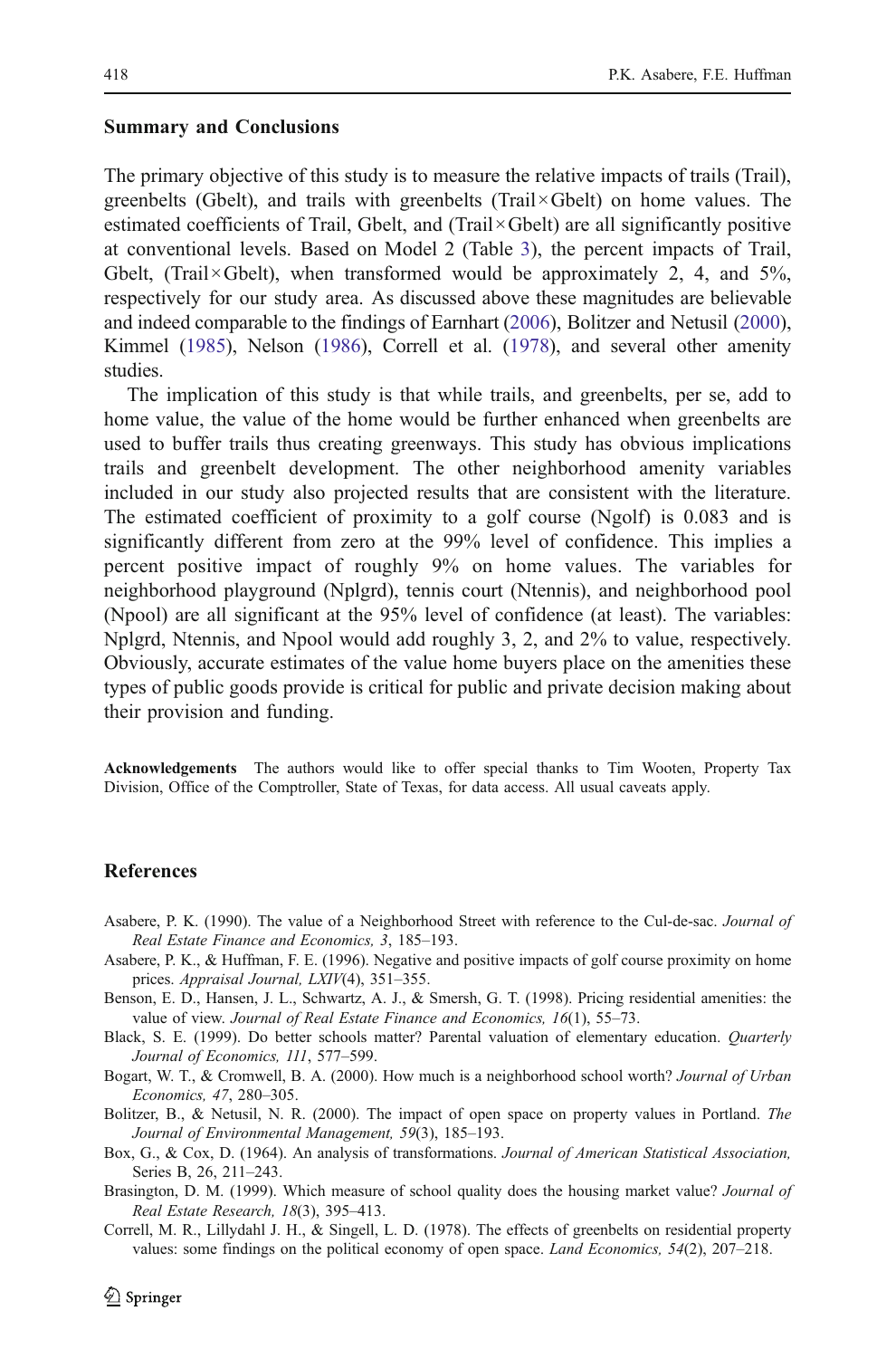## Summary and Conclusions

The primary objective of this study is to measure the relative impacts of trails (Trail), greenbelts (Gbelt), and trails with greenbelts (Trail×Gbelt) on home values. The estimated coefficients of Trail, Gbelt, and (Trail×Gbelt) are all significantly positive at conventional levels. Based on Model 2 (Table 3), the percent impacts of Trail, Gbelt, (Trail×Gbelt), when transformed would be approximately 2, 4, and 5%, respectively for our study area. As discussed above these magnitudes are believable and indeed comparable to the findings of Earnhart (2006), Bolitzer and Netusil (2000), Kimmel (1985), Nelson (1986), Correll et al. (1978), and several other amenity studies.

The implication of this study is that while trails, and greenbelts, per se, add to home value, the value of the home would be further enhanced when greenbelts are used to buffer trails thus creating greenways. This study has obvious implications trails and greenbelt development. The other neighborhood amenity variables included in our study also projected results that are consistent with the literature. The estimated coefficient of proximity to a golf course (Ngolf) is 0.083 and is significantly different from zero at the 99% level of confidence. This implies a percent positive impact of roughly 9% on home values. The variables for neighborhood playground (Nplgrd), tennis court (Ntennis), and neighborhood pool (Npool) are all significant at the 95% level of confidence (at least). The variables: Nplgrd, Ntennis, and Npool would add roughly 3, 2, and 2% to value, respectively. Obviously, accurate estimates of the value home buyers place on the amenities these types of public goods provide is critical for public and private decision making about their provision and funding.

**Acknowledgements** The authors would like to offer special thanks to Tim Wooten, Property Tax Division, Office of the Comptroller, State of Texas, for data access. All usual caveats apply.

## References

Asabere, P. K. (1990). The value of a Neighborhood Street with reference to the Cul-de-sac. *Journal of Real Estate Finance and Economics, 3*, 185–193.

Asabere, P. K., & Huffman, F. E. (1996). Negative and positive impacts of golf course proximity on home prices. *Appraisal Journal, LXIV*(4), 351–355.

Benson, E. D., Hansen, J. L., Schwartz, A. J., & Smersh, G. T. (1998). Pricing residential amenities: the value of view. *Journal of Real Estate Finance and Economics, 16*(1), 55–73.

Black, S. E. (1999). Do better schools matter? Parental valuation of elementary education. *Quarterly Journal of Economics, 111*, 577–599.

Bogart, W. T., & Cromwell, B. A. (2000). How much is a neighborhood school worth? *Journal of Urban Economics, 47*, 280–305.

Bolitzer, B., & Netusil, N. R. (2000). The impact of open space on property values in Portland. *The Journal of Environmental Management, 59*(3), 185–193.

Box, G., & Cox, D. (1964). An analysis of transformations. *Journal of American Statistical Association,* Series B, 26, 211–243.

Brasington, D. M. (1999). Which measure of school quality does the housing market value? *Journal of Real Estate Research, 18*(3), 395–413.

Correll, M. R., Lillydahl J. H., & Singell, L. D. (1978). The effects of greenbelts on residential property values: some findings on the political economy of open space. *Land Economics, 54*(2), 207–218.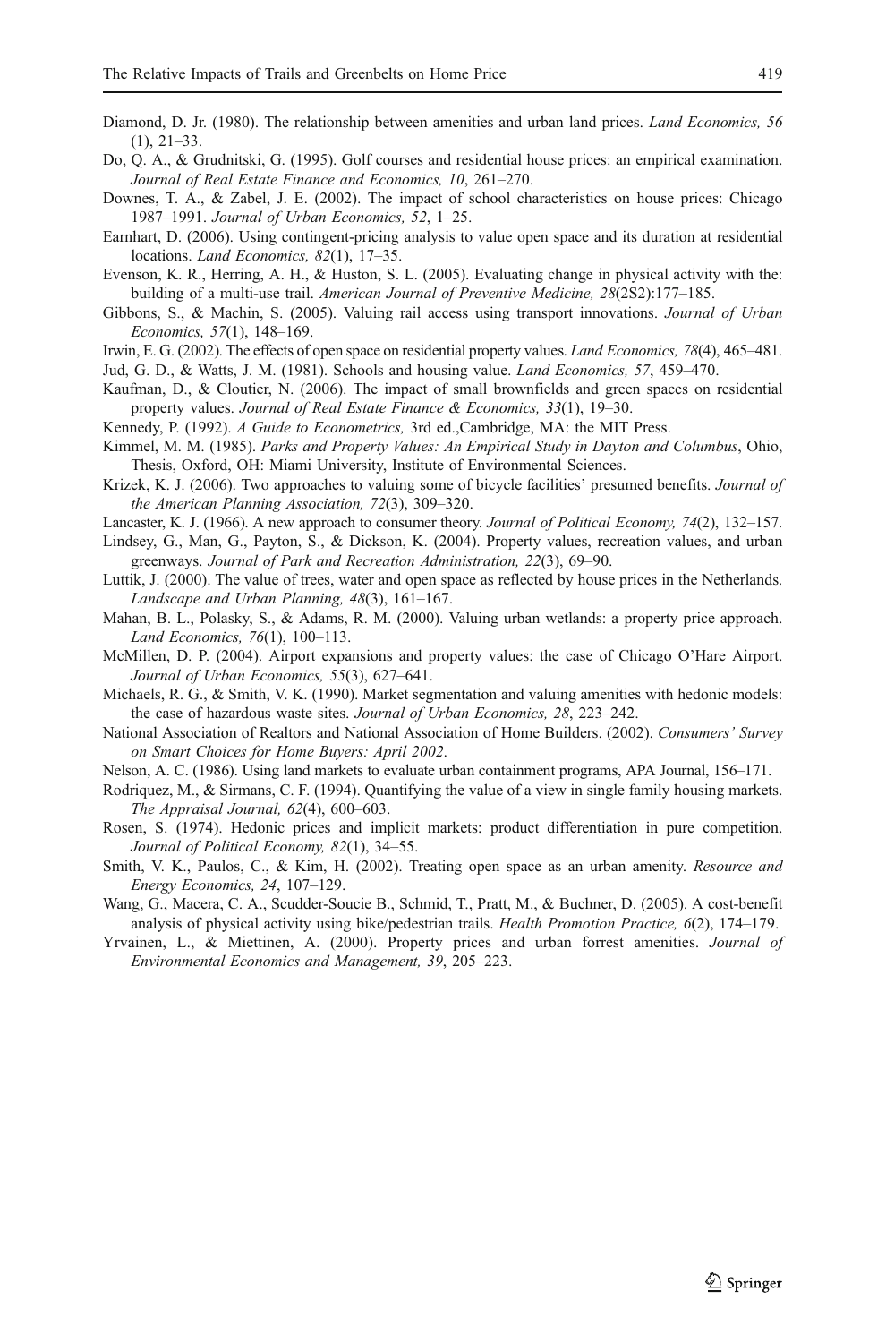Diamond, D. Jr. (1980). The relationship between amenities and urban land prices. *Land Economics, 56* (1), 21–33.

Do, Q. A., & Grudnitski, G. (1995). Golf courses and residential house prices: an empirical examination. *Journal of Real Estate Finance and Economics, 10*, 261–270.

Downes, T. A., & Zabel, J. E. (2002). The impact of school characteristics on house prices: Chicago 1987–1991. *Journal of Urban Economics, 52*, 1–25.

Earnhart, D. (2006). Using contingent-pricing analysis to value open space and its duration at residential locations. *Land Economics, 82*(1), 17–35.

Evenson, K. R., Herring, A. H., & Huston, S. L. (2005). Evaluating change in physical activity with the: building of a multi-use trail. *American Journal of Preventive Medicine, 28*(2S2):177–185.

Gibbons, S., & Machin, S. (2005). Valuing rail access using transport innovations. *Journal of Urban Economics, 57*(1), 148–169.

Irwin, E. G. (2002). The effects of open space on residential property values. *Land Economics, 78*(4), 465–481.

Jud, G. D., & Watts, J. M. (1981). Schools and housing value. *Land Economics, 57*, 459–470.

Kaufman, D., & Cloutier, N. (2006). The impact of small brownfields and green spaces on residential property values. *Journal of Real Estate Finance & Economics, 33*(1), 19–30.

Kennedy, P. (1992). *A Guide to Econometrics,* 3rd ed.,Cambridge, MA: the MIT Press.

Kimmel, M. M. (1985). *Parks and Property Values: An Empirical Study in Dayton and Columbus*, Ohio, Thesis, Oxford, OH: Miami University, Institute of Environmental Sciences.

Krizek, K. J. (2006). Two approaches to valuing some of bicycle facilities' presumed benefits. *Journal of the American Planning Association, 72*(3), 309–320.

Lancaster, K. J. (1966). A new approach to consumer theory. *Journal of Political Economy, 74*(2), 132–157.

Lindsey, G., Man, G., Payton, S., & Dickson, K. (2004). Property values, recreation values, and urban greenways. *Journal of Park and Recreation Administration, 22*(3), 69–90.

Luttik, J. (2000). The value of trees, water and open space as reflected by house prices in the Netherlands. *Landscape and Urban Planning, 48*(3), 161–167.

Mahan, B. L., Polasky, S., & Adams, R. M. (2000). Valuing urban wetlands: a property price approach. *Land Economics, 76*(1), 100–113.

McMillen, D. P. (2004). Airport expansions and property values: the case of Chicago O'Hare Airport. *Journal of Urban Economics, 55*(3), 627–641.

Michaels, R. G., & Smith, V. K. (1990). Market segmentation and valuing amenities with hedonic models: the case of hazardous waste sites. *Journal of Urban Economics, 28*, 223–242.

National Association of Realtors and National Association of Home Builders. (2002). *Consumers' Survey on Smart Choices for Home Buyers: April 2002*.

Nelson, A. C. (1986). Using land markets to evaluate urban containment programs, APA Journal, 156–171.

Rodriquez, M., & Sirmans, C. F. (1994). Quantifying the value of a view in single family housing markets. *The Appraisal Journal, 62*(4), 600–603.

Rosen, S. (1974). Hedonic prices and implicit markets: product differentiation in pure competition. *Journal of Political Economy, 82*(1), 34–55.

Smith, V. K., Paulos, C., & Kim, H. (2002). Treating open space as an urban amenity. *Resource and Energy Economics, 24*, 107–129.

Wang, G., Macera, C. A., Scudder-Soucie B., Schmid, T., Pratt, M., & Buchner, D. (2005). A cost-benefit analysis of physical activity using bike/pedestrian trails. *Health Promotion Practice, 6*(2), 174–179.

Yrvainen, L., & Miettinen, A. (2000). Property prices and urban forrest amenities. *Journal of Environmental Economics and Management, 39*, 205–223.